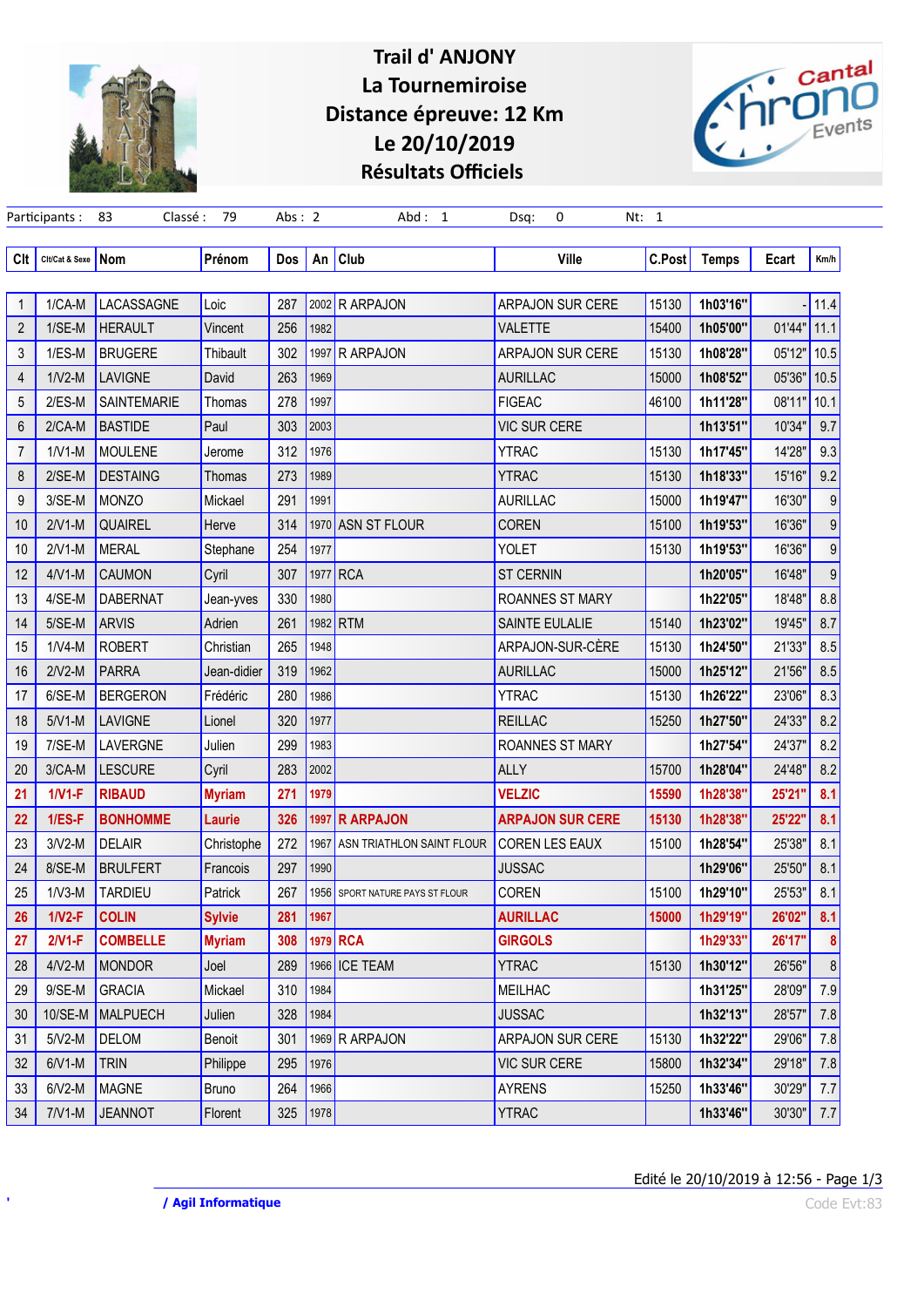# Trail d' ANJONY
## La Tournemiroise
## Distance épreuve: 12 Km
## Le 20/10/2019
## Résultats Officiels

Participants : 83 Classé : 79 Abs : 2 Abd : 1 Dsq: 0 Nt: 1

| Clt | Clt/Cat & Sexe | Nom | Prénom | Dos | An | Club | Ville | C.Post | Temps | Ecart | Km/h |
|---|---|---|---|---|---|---|---|---|---|---|---|
| 1 | 1/CA-M | LACASSAGNE | Loic | 287 | 2002 | R ARPAJON | ARPAJON SUR CERE | 15130 | 1h03'16'' | - | 11.4 |
| 2 | 1/SE-M | HERAULT | Vincent | 256 | 1982 | | VALETTE | 15400 | 1h05'00'' | 01'44'' | 11.1 |
| 3 | 1/ES-M | BRUGERE | Thibault | 302 | 1997 | R ARPAJON | ARPAJON SUR CERE | 15130 | 1h08'28'' | 05'12'' | 10.5 |
| 4 | 1/V2-M | LAVIGNE | David | 263 | 1969 | | AURILLAC | 15000 | 1h08'52'' | 05'36'' | 10.5 |
| 5 | 2/ES-M | SAINTEMARIE | Thomas | 278 | 1997 | | FIGEAC | 46100 | 1h11'28'' | 08'11'' | 10.1 |
| 6 | 2/CA-M | BASTIDE | Paul | 303 | 2003 | | VIC SUR CERE | | 1h13'51'' | 10'34'' | 9.7 |
| 7 | 1/V1-M | MOULENE | Jerome | 312 | 1976 | | YTRAC | 15130 | 1h17'45'' | 14'28'' | 9.3 |
| 8 | 2/SE-M | DESTAING | Thomas | 273 | 1989 | | YTRAC | 15130 | 1h18'33'' | 15'16'' | 9.2 |
| 9 | 3/SE-M | MONZO | Mickael | 291 | 1991 | | AURILLAC | 15000 | 1h19'47'' | 16'30'' | 9 |
| 10 | 2/V1-M | QUAIREL | Herve | 314 | 1970 | ASN ST FLOUR | COREN | 15100 | 1h19'53'' | 16'36'' | 9 |
| 10 | 2/V1-M | MERAL | Stephane | 254 | 1977 | | YOLET | 15130 | 1h19'53'' | 16'36'' | 9 |
| 12 | 4/V1-M | CAUMON | Cyril | 307 | 1977 | RCA | ST CERNIN | | 1h20'05'' | 16'48'' | 9 |
| 13 | 4/SE-M | DABERNAT | Jean-yves | 330 | 1980 | | ROANNES ST MARY | | 1h22'05'' | 18'48'' | 8.8 |
| 14 | 5/SE-M | ARVIS | Adrien | 261 | 1982 | RTM | SAINTE EULALIE | 15140 | 1h23'02'' | 19'45'' | 8.7 |
| 15 | 1/V4-M | ROBERT | Christian | 265 | 1948 | | ARPAJON-SUR-CÈRE | 15130 | 1h24'50'' | 21'33'' | 8.5 |
| 16 | 2/V2-M | PARRA | Jean-didier | 319 | 1962 | | AURILLAC | 15000 | 1h25'12'' | 21'56'' | 8.5 |
| 17 | 6/SE-M | BERGERON | Frédéric | 280 | 1986 | | YTRAC | 15130 | 1h26'22'' | 23'06'' | 8.3 |
| 18 | 5/V1-M | LAVIGNE | Lionel | 320 | 1977 | | REILLAC | 15250 | 1h27'50'' | 24'33'' | 8.2 |
| 19 | 7/SE-M | LAVERGNE | Julien | 299 | 1983 | | ROANNES ST MARY | | 1h27'54'' | 24'37'' | 8.2 |
| 20 | 3/CA-M | LESCURE | Cyril | 283 | 2002 | | ALLY | 15700 | 1h28'04'' | 24'48'' | 8.2 |
| 21 | 1/V1-F | RIBAUD | Myriam | 271 | 1979 | | VELZIC | 15590 | 1h28'38'' | 25'21'' | 8.1 |
| 22 | 1/ES-F | BONHOMME | Laurie | 326 | 1997 | R ARPAJON | ARPAJON SUR CERE | 15130 | 1h28'38'' | 25'22'' | 8.1 |
| 23 | 3/V2-M | DELAIR | Christophe | 272 | 1967 | ASN TRIATHLON SAINT FLOUR | COREN LES EAUX | 15100 | 1h28'54'' | 25'38'' | 8.1 |
| 24 | 8/SE-M | BRULFERT | Francois | 297 | 1990 | | JUSSAC | | 1h29'06'' | 25'50'' | 8.1 |
| 25 | 1/V3-M | TARDIEU | Patrick | 267 | 1956 | SPORT NATURE PAYS ST FLOUR | COREN | 15100 | 1h29'10'' | 25'53'' | 8.1 |
| 26 | 1/V2-F | COLIN | Sylvie | 281 | 1967 | | AURILLAC | 15000 | 1h29'19'' | 26'02'' | 8.1 |
| 27 | 2/V1-F | COMBELLE | Myriam | 308 | 1979 | RCA | GIRGOLS | | 1h29'33'' | 26'17'' | 8 |
| 28 | 4/V2-M | MONDOR | Joel | 289 | 1966 | ICE TEAM | YTRAC | 15130 | 1h30'12'' | 26'56'' | 8 |
| 29 | 9/SE-M | GRACIA | Mickael | 310 | 1984 | | MEILHAC | | 1h31'25'' | 28'09'' | 7.9 |
| 30 | 10/SE-M | MALPUECH | Julien | 328 | 1984 | | JUSSAC | | 1h32'13'' | 28'57'' | 7.8 |
| 31 | 5/V2-M | DELOM | Benoit | 301 | 1969 | R ARPAJON | ARPAJON SUR CERE | 15130 | 1h32'22'' | 29'06'' | 7.8 |
| 32 | 6/V1-M | TRIN | Philippe | 295 | 1976 | | VIC SUR CERE | 15800 | 1h32'34'' | 29'18'' | 7.8 |
| 33 | 6/V2-M | MAGNE | Bruno | 264 | 1966 | | AYRENS | 15250 | 1h33'46'' | 30'29'' | 7.7 |
| 34 | 7/V1-M | JEANNOT | Florent | 325 | 1978 | | YTRAC | | 1h33'46'' | 30'30'' | 7.7 |

Edité le 20/10/2019 à 12:56

/ Agil Informatique

Code Evt:83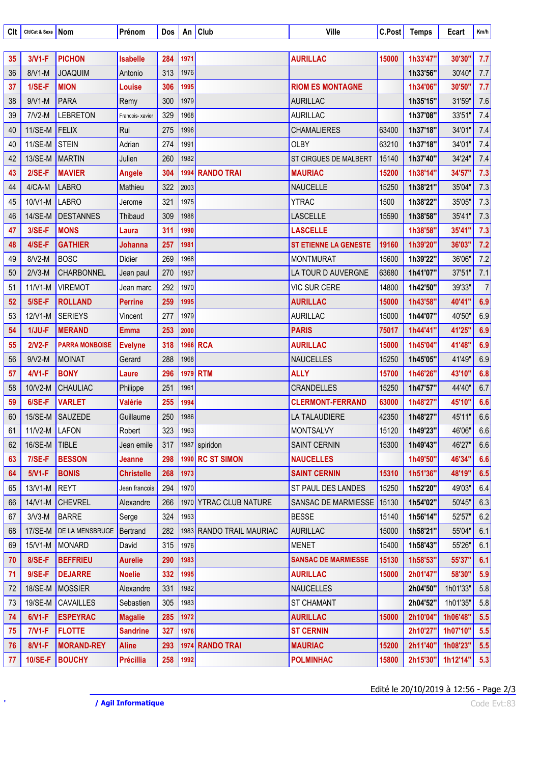| Clt | Clt/Cat & Sexe | Nom | Prénom | Dos | An | Club | Ville | C.Post | Temps | Ecart | Km/h |
|---|---|---|---|---|---|---|---|---|---|---|---|
| 35 | 3/V1-F | PICHON | Isabelle | 284 | 1971 | | AURILLAC | 15000 | 1h33'47'' | 30'30'' | 7.7 |
| 36 | 8/V1-M | JOAQUIM | Antonio | 313 | 1976 | | | | 1h33'56'' | 30'40'' | 7.7 |
| 37 | 1/SE-F | MION | Louise | 306 | 1995 | | RIOM ES MONTAGNE | | 1h34'06'' | 30'50'' | 7.7 |
| 38 | 9/V1-M | PARA | Remy | 300 | 1979 | | AURILLAC | | 1h35'15'' | 31'59'' | 7.6 |
| 39 | 7/V2-M | LEBRETON | Francois- xavier | 329 | 1968 | | AURILLAC | | 1h37'08'' | 33'51'' | 7.4 |
| 40 | 11/SE-M | FELIX | Rui | 275 | 1996 | | CHAMALIERES | 63400 | 1h37'18'' | 34'01'' | 7.4 |
| 40 | 11/SE-M | STEIN | Adrian | 274 | 1991 | | OLBY | 63210 | 1h37'18'' | 34'01'' | 7.4 |
| 42 | 13/SE-M | MARTIN | Julien | 260 | 1982 | | ST CIRGUES DE MALBERT | 15140 | 1h37'40'' | 34'24'' | 7.4 |
| 43 | 2/SE-F | MAVIER | Angele | 304 | 1994 | RANDO TRAI | MAURIAC | 15200 | 1h38'14'' | 34'57'' | 7.3 |
| 44 | 4/CA-M | LABRO | Mathieu | 322 | 2003 | | NAUCELLE | 15250 | 1h38'21'' | 35'04'' | 7.3 |
| 45 | 10/V1-M | LABRO | Jerome | 321 | 1975 | | YTRAC | 1500 | 1h38'22'' | 35'05'' | 7.3 |
| 46 | 14/SE-M | DESTANNES | Thibaud | 309 | 1988 | | LASCELLE | 15590 | 1h38'58'' | 35'41'' | 7.3 |
| 47 | 3/SE-F | MONS | Laura | 311 | 1990 | | LASCELLE | | 1h38'58'' | 35'41'' | 7.3 |
| 48 | 4/SE-F | GATHIER | Johanna | 257 | 1981 | | ST ETIENNE LA GENESTE | 19160 | 1h39'20'' | 36'03'' | 7.2 |
| 49 | 8/V2-M | BOSC | Didier | 269 | 1968 | | MONTMURAT | 15600 | 1h39'22'' | 36'06'' | 7.2 |
| 50 | 2/V3-M | CHARBONNEL | Jean paul | 270 | 1957 | | LA TOUR D AUVERGNE | 63680 | 1h41'07'' | 37'51'' | 7.1 |
| 51 | 11/V1-M | VIREMOT | Jean marc | 292 | 1970 | | VIC SUR CERE | 14800 | 1h42'50'' | 39'33'' | 7 |
| 52 | 5/SE-F | ROLLAND | Perrine | 259 | 1995 | | AURILLAC | 15000 | 1h43'58'' | 40'41'' | 6.9 |
| 53 | 12/V1-M | SERIEYS | Vincent | 277 | 1979 | | AURILLAC | 15000 | 1h44'07'' | 40'50'' | 6.9 |
| 54 | 1/JU-F | MERAND | Emma | 253 | 2000 | | PARIS | 75017 | 1h44'41'' | 41'25'' | 6.9 |
| 55 | 2/V2-F | PARRA MONBOISE | Evelyne | 318 | 1966 | RCA | AURILLAC | 15000 | 1h45'04'' | 41'48'' | 6.9 |
| 56 | 9/V2-M | MOINAT | Gerard | 288 | 1968 | | NAUCELLES | 15250 | 1h45'05'' | 41'49'' | 6.9 |
| 57 | 4/V1-F | BONY | Laure | 296 | 1979 | RTM | ALLY | 15700 | 1h46'26'' | 43'10'' | 6.8 |
| 58 | 10/V2-M | CHAULIAC | Philippe | 251 | 1961 | | CRANDELLES | 15250 | 1h47'57'' | 44'40'' | 6.7 |
| 59 | 6/SE-F | VARLET | Valérie | 255 | 1994 | | CLERMONT-FERRAND | 63000 | 1h48'27'' | 45'10'' | 6.6 |
| 60 | 15/SE-M | SAUZEDE | Guillaume | 250 | 1986 | | LA TALAUDIERE | 42350 | 1h48'27'' | 45'11'' | 6.6 |
| 61 | 11/V2-M | LAFON | Robert | 323 | 1963 | | MONTSALVY | 15120 | 1h49'23'' | 46'06'' | 6.6 |
| 62 | 16/SE-M | TIBLE | Jean emile | 317 | 1987 | spiridon | SAINT CERNIN | 15300 | 1h49'43'' | 46'27'' | 6.6 |
| 63 | 7/SE-F | BESSON | Jeanne | 298 | 1990 | RC ST SIMON | NAUCELLES | | 1h49'50'' | 46'34'' | 6.6 |
| 64 | 5/V1-F | BONIS | Christelle | 268 | 1973 | | SAINT CERNIN | 15310 | 1h51'36'' | 48'19'' | 6.5 |
| 65 | 13/V1-M | REYT | Jean francois | 294 | 1970 | | ST PAUL DES LANDES | 15250 | 1h52'20'' | 49'03'' | 6.4 |
| 66 | 14/V1-M | CHEVREL | Alexandre | 266 | 1970 | YTRAC CLUB NATURE | SANSAC DE MARMIESSE | 15130 | 1h54'02'' | 50'45'' | 6.3 |
| 67 | 3/V3-M | BARRE | Serge | 324 | 1953 | | BESSE | 15140 | 1h56'14'' | 52'57'' | 6.2 |
| 68 | 17/SE-M | DE LA MENSBRUGE | Bertrand | 282 | 1983 | RANDO TRAIL MAURIAC | AURILLAC | 15000 | 1h58'21'' | 55'04'' | 6.1 |
| 69 | 15/V1-M | MONARD | David | 315 | 1976 | | MENET | 15400 | 1h58'43'' | 55'26'' | 6.1 |
| 70 | 8/SE-F | BEFFRIEU | Aurelie | 290 | 1983 | | SANSAC DE MARMIESSE | 15130 | 1h58'53'' | 55'37'' | 6.1 |
| 71 | 9/SE-F | DEJARRE | Noelie | 332 | 1995 | | AURILLAC | 15000 | 2h01'47'' | 58'30'' | 5.9 |
| 72 | 18/SE-M | MOSSIER | Alexandre | 331 | 1982 | | NAUCELLES | | 2h04'50'' | 1h01'33'' | 5.8 |
| 73 | 19/SE-M | CAVAILLES | Sebastien | 305 | 1983 | | ST CHAMANT | | 2h04'52'' | 1h01'35'' | 5.8 |
| 74 | 6/V1-F | ESPEYRAC | Magalie | 285 | 1972 | | AURILLAC | 15000 | 2h10'04'' | 1h06'48'' | 5.5 |
| 75 | 7/V1-F | FLOTTE | Sandrine | 327 | 1976 | | ST CERNIN | | 2h10'27'' | 1h07'10'' | 5.5 |
| 76 | 8/V1-F | MORAND-REY | Aline | 293 | 1974 | RANDO TRAI | MAURIAC | 15200 | 2h11'40'' | 1h08'23'' | 5.5 |
| 77 | 10/SE-F | BOUCHY | Précillia | 258 | 1992 | | POLMINHAC | 15800 | 2h15'30'' | 1h12'14'' | 5.3 |

Edité le 20/10/2019 à 12:56

/ Agil Informatique

Code Evt:83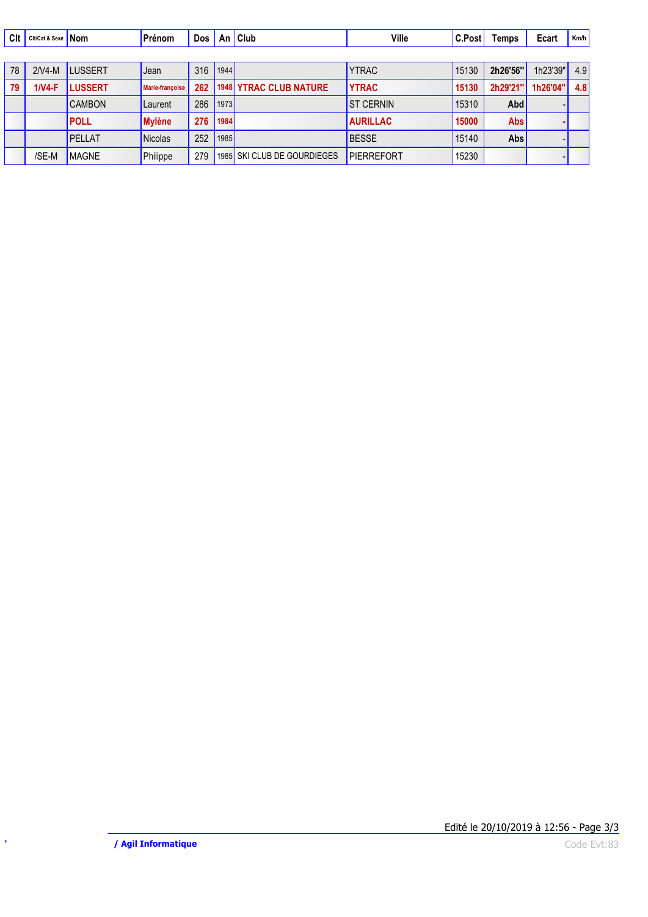| Clt | Clt/Cat & Sexe | Nom | Prénom | Dos | An | Club | Ville | C.Post | Temps | Ecart | Km/h |
|---|---|---|---|---|---|---|---|---|---|---|---|
| 78 | 2/V4-M | LUSSERT | Jean | 316 | 1944 | | YTRAC | 15130 | 2h26'56'' | 1h23'39'' | 4.9 |
| **79** | **1/V4-F** | **LUSSERT** | **Marie-françoise** | **262** | **1948** | **YTRAC CLUB NATURE** | **YTRAC** | **15130** | **2h29'21''** | **1h26'04''** | **4.8** |
| | | CAMBON | Laurent | 286 | 1973 | | ST CERNIN | 15310 | Abd | - | |
| | | **POLL** | **Mylène** | **276** | **1984** | | **AURILLAC** | **15000** | **Abs** | **-** | |
| | | PELLAT | Nicolas | 252 | 1985 | | BESSE | 15140 | Abs | - | |
| | /SE-M | MAGNE | Philippe | 279 | 1985 | SKI CLUB DE GOURDIEGES | PIERREFORT | 15230 | | - | |

Edité le 20/10/2019 à 12:56

/ Agil Informatique

Code Evt:83